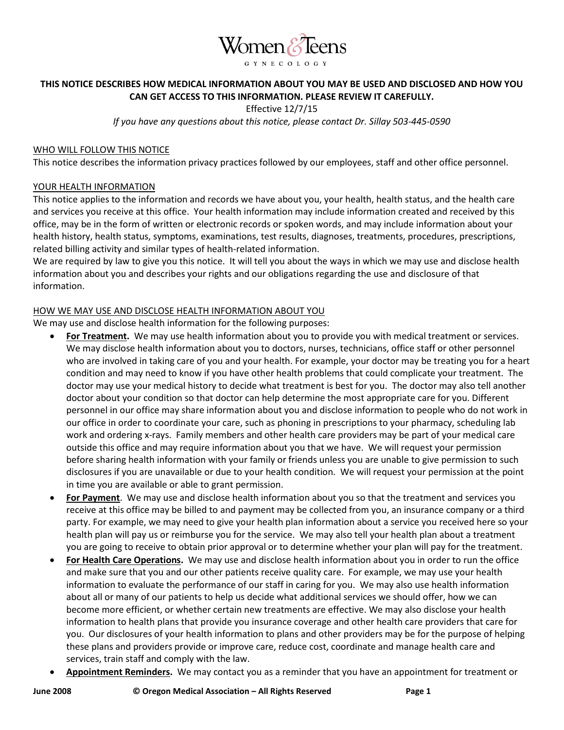Women & Teens

GYNECOLOGY

**THIS NOTICE DESCRIBES HOW MEDICAL INFORMATION ABOUT YOU MAY BE USED AND DISCLOSED AND HOW YOU CAN GET ACCESS TO THIS INFORMATION. PLEASE REVIEW IT CAREFULLY.**

Effective 12/7/15

*If you have any questions about this notice, please contact Dr. Sillay 503-445-0590*

## WHO WILL FOLLOW THIS NOTICE

This notice describes the information privacy practices followed by our employees, staff and other office personnel.

## YOUR HEALTH INFORMATION

This notice applies to the information and records we have about you, your health, health status, and the health care and services you receive at this office. Your health information may include information created and received by this office, may be in the form of written or electronic records or spoken words, and may include information about your health history, health status, symptoms, examinations, test results, diagnoses, treatments, procedures, prescriptions, related billing activity and similar types of health-related information.

We are required by law to give you this notice. It will tell you about the ways in which we may use and disclose health information about you and describes your rights and our obligations regarding the use and disclosure of that information.

## HOW WE MAY USE AND DISCLOSE HEALTH INFORMATION ABOUT YOU

We may use and disclose health information for the following purposes:

- **For Treatment.** We may use health information about you to provide you with medical treatment or services. We may disclose health information about you to doctors, nurses, technicians, office staff or other personnel who are involved in taking care of you and your health. For example, your doctor may be treating you for a heart condition and may need to know if you have other health problems that could complicate your treatment. The doctor may use your medical history to decide what treatment is best for you. The doctor may also tell another doctor about your condition so that doctor can help determine the most appropriate care for you. Different personnel in our office may share information about you and disclose information to people who do not work in our office in order to coordinate your care, such as phoning in prescriptions to your pharmacy, scheduling lab work and ordering x-rays. Family members and other health care providers may be part of your medical care outside this office and may require information about you that we have. We will request your permission before sharing health information with your family or friends unless you are unable to give permission to such disclosures if you are unavailable or due to your health condition. We will request your permission at the point in time you are available or able to grant permission.
- **For Payment.** We may use and disclose health information about you so that the treatment and services you receive at this office may be billed to and payment may be collected from you, an insurance company or a third party. For example, we may need to give your health plan information about a service you received here so your health plan will pay us or reimburse you for the service. We may also tell your health plan about a treatment you are going to receive to obtain prior approval or to determine whether your plan will pay for the treatment.
- **For Health Care Operations.** We may use and disclose health information about you in order to run the office and make sure that you and our other patients receive quality care. For example, we may use your health information to evaluate the performance of our staff in caring for you. We may also use health information about all or many of our patients to help us decide what additional services we should offer, how we can become more efficient, or whether certain new treatments are effective. We may also disclose your health information to health plans that provide you insurance coverage and other health care providers that care for you. Our disclosures of your health information to plans and other providers may be for the purpose of helping these plans and providers provide or improve care, reduce cost, coordinate and manage health care and services, train staff and comply with the law.
- **Appointment Reminders.** We may contact you as a reminder that you have an appointment for treatment or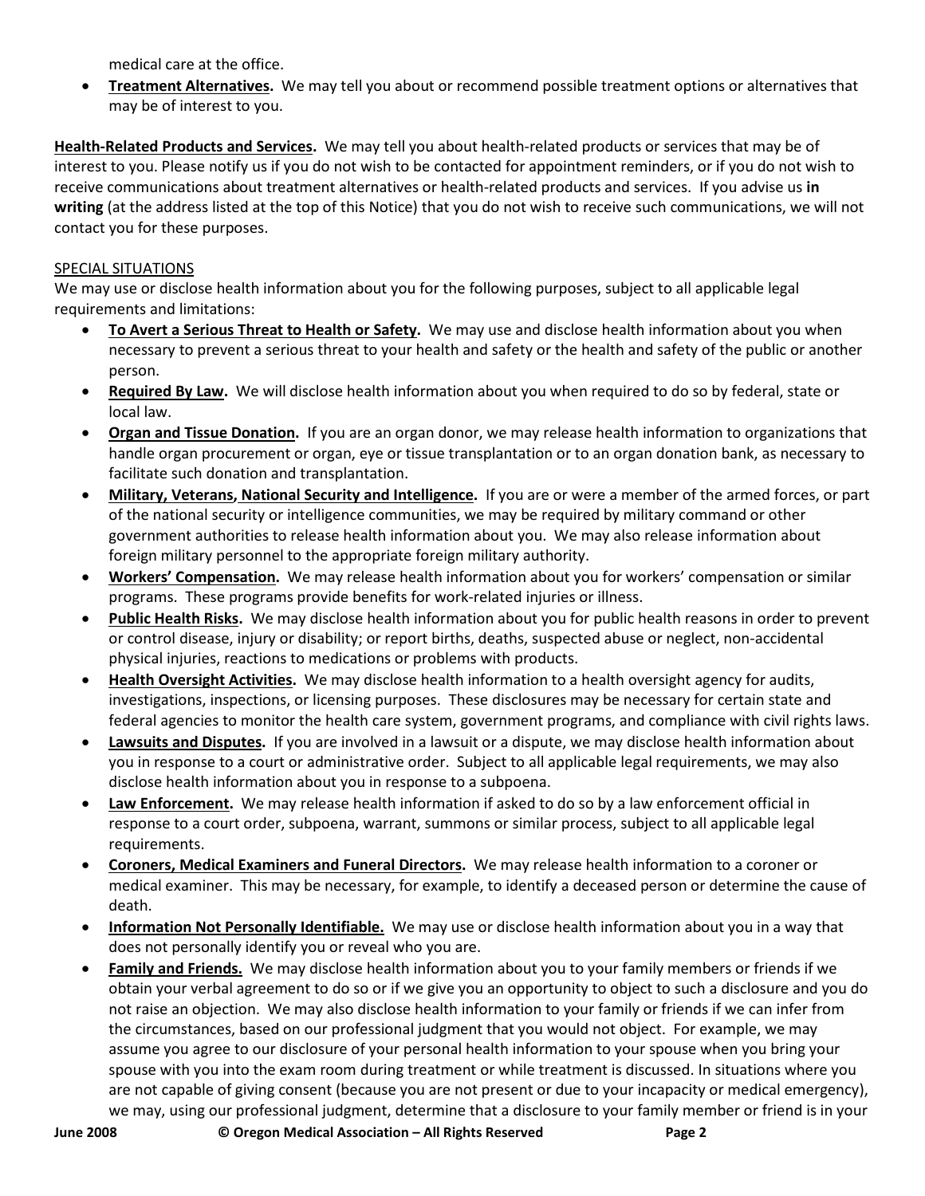medical care at the office.

- **Treatment Alternatives.** We may tell you about or recommend possible treatment options or alternatives that may be of interest to you.

**Health-Related Products and Services.** We may tell you about health-related products or services that may be of interest to you. Please notify us if you do not wish to be contacted for appointment reminders, or if you do not wish to receive communications about treatment alternatives or health-related products and services. If you advise us **in writing** (at the address listed at the top of this Notice) that you do not wish to receive such communications, we will not contact you for these purposes.

SPECIAL SITUATIONS

We may use or disclose health information about you for the following purposes, subject to all applicable legal requirements and limitations:

- **To Avert a Serious Threat to Health or Safety.** We may use and disclose health information about you when necessary to prevent a serious threat to your health and safety or the health and safety of the public or another person.
- **Required By Law.** We will disclose health information about you when required to do so by federal, state or local law.
- **Organ and Tissue Donation.** If you are an organ donor, we may release health information to organizations that handle organ procurement or organ, eye or tissue transplantation or to an organ donation bank, as necessary to facilitate such donation and transplantation.
- **Military, Veterans, National Security and Intelligence.** If you are or were a member of the armed forces, or part of the national security or intelligence communities, we may be required by military command or other government authorities to release health information about you. We may also release information about foreign military personnel to the appropriate foreign military authority.
- **Workers' Compensation.** We may release health information about you for workers' compensation or similar programs. These programs provide benefits for work-related injuries or illness.
- **Public Health Risks.** We may disclose health information about you for public health reasons in order to prevent or control disease, injury or disability; or report births, deaths, suspected abuse or neglect, non-accidental physical injuries, reactions to medications or problems with products.
- **Health Oversight Activities.** We may disclose health information to a health oversight agency for audits, investigations, inspections, or licensing purposes. These disclosures may be necessary for certain state and federal agencies to monitor the health care system, government programs, and compliance with civil rights laws.
- **Lawsuits and Disputes.** If you are involved in a lawsuit or a dispute, we may disclose health information about you in response to a court or administrative order. Subject to all applicable legal requirements, we may also disclose health information about you in response to a subpoena.
- **Law Enforcement.** We may release health information if asked to do so by a law enforcement official in response to a court order, subpoena, warrant, summons or similar process, subject to all applicable legal requirements.
- **Coroners, Medical Examiners and Funeral Directors.** We may release health information to a coroner or medical examiner. This may be necessary, for example, to identify a deceased person or determine the cause of death.
- **Information Not Personally Identifiable.** We may use or disclose health information about you in a way that does not personally identify you or reveal who you are.
- **Family and Friends.** We may disclose health information about you to your family members or friends if we obtain your verbal agreement to do so or if we give you an opportunity to object to such a disclosure and you do not raise an objection. We may also disclose health information to your family or friends if we can infer from the circumstances, based on our professional judgment that you would not object. For example, we may assume you agree to our disclosure of your personal health information to your spouse when you bring your spouse with you into the exam room during treatment or while treatment is discussed. In situations where you are not capable of giving consent (because you are not present or due to your incapacity or medical emergency), we may, using our professional judgment, determine that a disclosure to your family member or friend is in your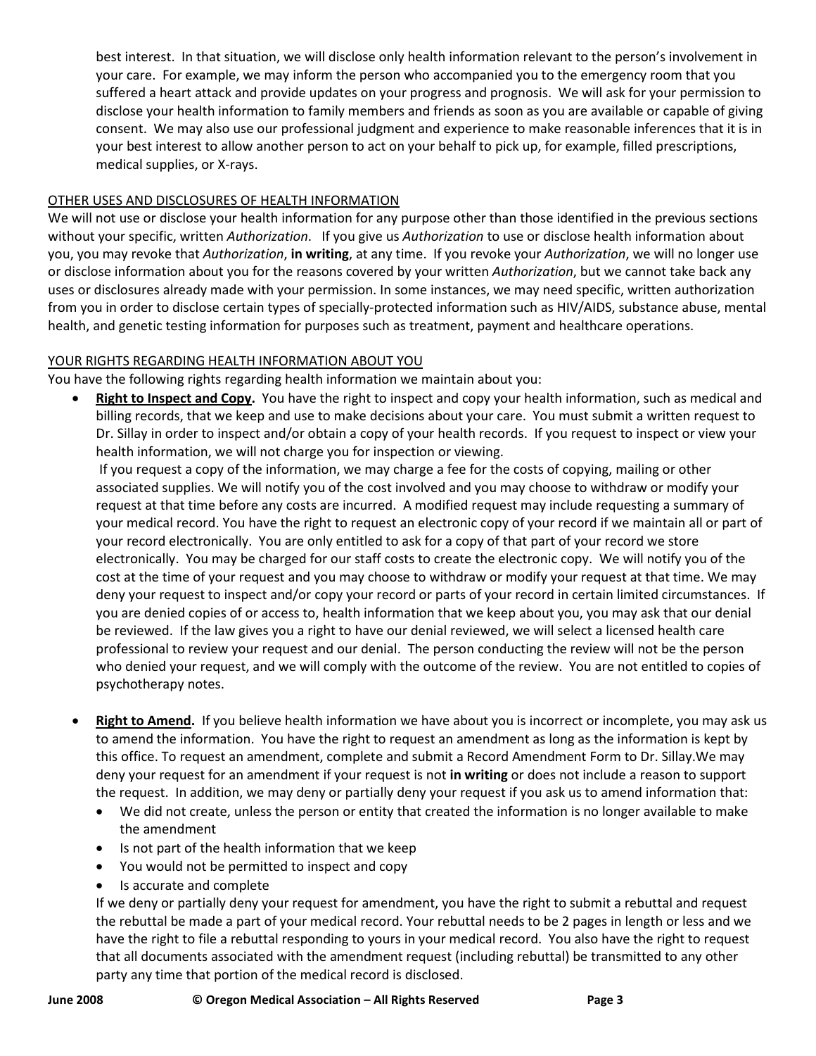best interest. In that situation, we will disclose only health information relevant to the person's involvement in your care. For example, we may inform the person who accompanied you to the emergency room that you suffered a heart attack and provide updates on your progress and prognosis. We will ask for your permission to disclose your health information to family members and friends as soon as you are available or capable of giving consent. We may also use our professional judgment and experience to make reasonable inferences that it is in your best interest to allow another person to act on your behalf to pick up, for example, filled prescriptions, medical supplies, or X-rays.

<u>OTHER USES AND DISCLOSURES OF HEALTH INFORMATION</u>

We will not use or disclose your health information for any purpose other than those identified in the previous sections without your specific, written *Authorization*. If you give us *Authorization* to use or disclose health information about you, you may revoke that *Authorization*, **in writing**, at any time. If you revoke your *Authorization*, we will no longer use or disclose information about you for the reasons covered by your written *Authorization*, but we cannot take back any uses or disclosures already made with your permission. In some instances, we may need specific, written authorization from you in order to disclose certain types of specially-protected information such as HIV/AIDS, substance abuse, mental health, and genetic testing information for purposes such as treatment, payment and healthcare operations.

<u>YOUR RIGHTS REGARDING HEALTH INFORMATION ABOUT YOU</u>

You have the following rights regarding health information we maintain about you:

- **<u>Right to Inspect and Copy</u>.** You have the right to inspect and copy your health information, such as medical and billing records, that we keep and use to make decisions about your care. You must submit a written request to Dr. Sillay in order to inspect and/or obtain a copy of your health records. If you request to inspect or view your health information, we will not charge you for inspection or viewing.

  If you request a copy of the information, we may charge a fee for the costs of copying, mailing or other associated supplies. We will notify you of the cost involved and you may choose to withdraw or modify your request at that time before any costs are incurred. A modified request may include requesting a summary of your medical record. You have the right to request an electronic copy of your record if we maintain all or part of your record electronically. You are only entitled to ask for a copy of that part of your record we store electronically. You may be charged for our staff costs to create the electronic copy. We will notify you of the cost at the time of your request and you may choose to withdraw or modify your request at that time. We may deny your request to inspect and/or copy your record or parts of your record in certain limited circumstances. If you are denied copies of or access to, health information that we keep about you, you may ask that our denial be reviewed. If the law gives you a right to have our denial reviewed, we will select a licensed health care professional to review your request and our denial. The person conducting the review will not be the person who denied your request, and we will comply with the outcome of the review. You are not entitled to copies of psychotherapy notes.

- **<u>Right to Amend</u>.** If you believe health information we have about you is incorrect or incomplete, you may ask us to amend the information. You have the right to request an amendment as long as the information is kept by this office. To request an amendment, complete and submit a Record Amendment Form to Dr. Sillay.We may deny your request for an amendment if your request is not **in writing** or does not include a reason to support the request. In addition, we may deny or partially deny your request if you ask us to amend information that:
  - We did not create, unless the person or entity that created the information is no longer available to make the amendment
  - Is not part of the health information that we keep
  - You would not be permitted to inspect and copy
  - Is accurate and complete

  If we deny or partially deny your request for amendment, you have the right to submit a rebuttal and request the rebuttal be made a part of your medical record. Your rebuttal needs to be 2 pages in length or less and we have the right to file a rebuttal responding to yours in your medical record. You also have the right to request that all documents associated with the amendment request (including rebuttal) be transmitted to any other party any time that portion of the medical record is disclosed.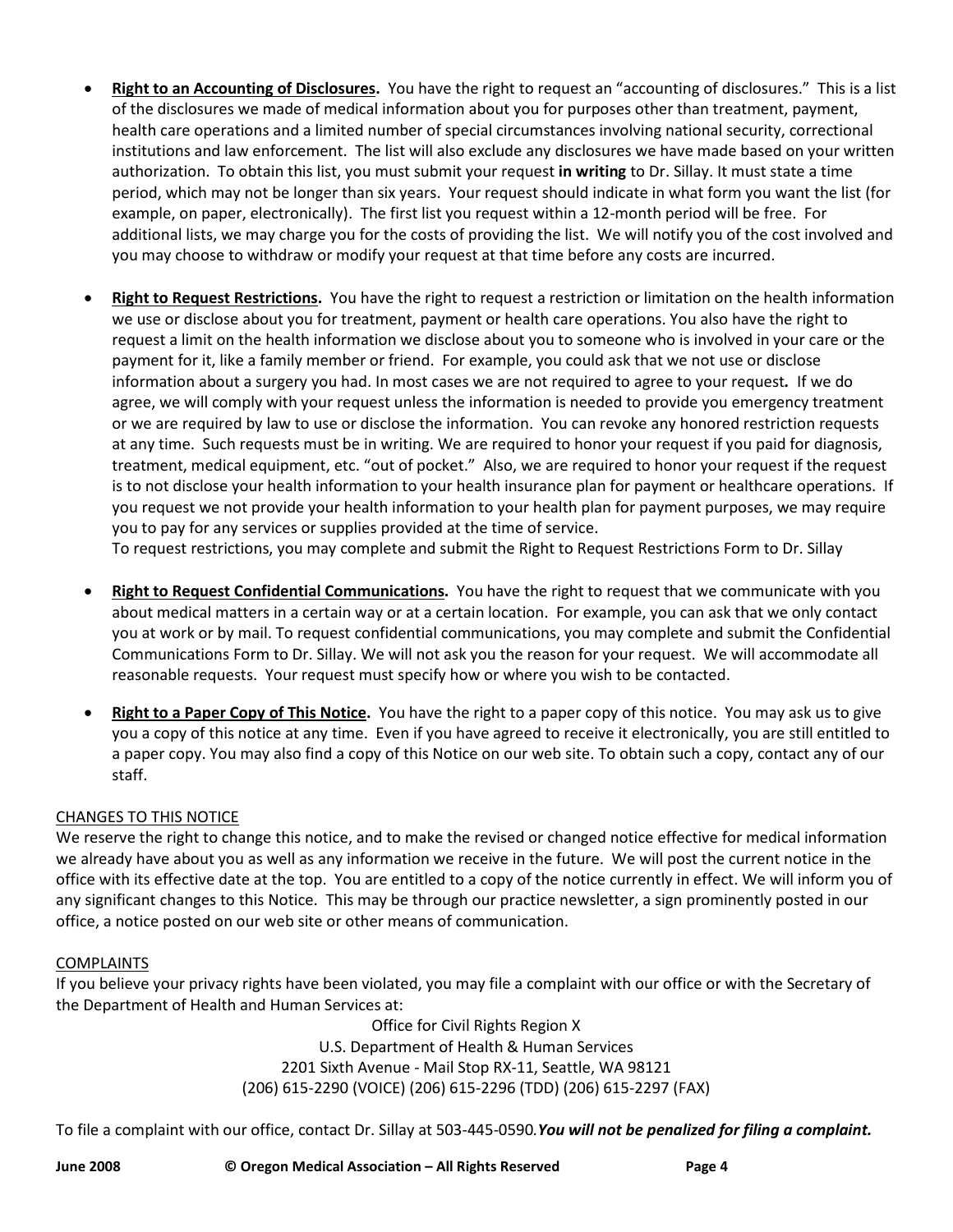- **Right to an Accounting of Disclosures.** You have the right to request an "accounting of disclosures." This is a list of the disclosures we made of medical information about you for purposes other than treatment, payment, health care operations and a limited number of special circumstances involving national security, correctional institutions and law enforcement. The list will also exclude any disclosures we have made based on your written authorization. To obtain this list, you must submit your request **in writing** to Dr. Sillay. It must state a time period, which may not be longer than six years. Your request should indicate in what form you want the list (for example, on paper, electronically). The first list you request within a 12-month period will be free. For additional lists, we may charge you for the costs of providing the list. We will notify you of the cost involved and you may choose to withdraw or modify your request at that time before any costs are incurred.

- **Right to Request Restrictions.** You have the right to request a restriction or limitation on the health information we use or disclose about you for treatment, payment or health care operations. You also have the right to request a limit on the health information we disclose about you to someone who is involved in your care or the payment for it, like a family member or friend. For example, you could ask that we not use or disclose information about a surgery you had. In most cases we are not required to agree to your request*.* If we do agree, we will comply with your request unless the information is needed to provide you emergency treatment or we are required by law to use or disclose the information. You can revoke any honored restriction requests at any time. Such requests must be in writing. We are required to honor your request if you paid for diagnosis, treatment, medical equipment, etc. "out of pocket." Also, we are required to honor your request if the request is to not disclose your health information to your health insurance plan for payment or healthcare operations. If you request we not provide your health information to your health plan for payment purposes, we may require you to pay for any services or supplies provided at the time of service.
  To request restrictions, you may complete and submit the Right to Request Restrictions Form to Dr. Sillay

- **Right to Request Confidential Communications.** You have the right to request that we communicate with you about medical matters in a certain way or at a certain location. For example, you can ask that we only contact you at work or by mail. To request confidential communications, you may complete and submit the Confidential Communications Form to Dr. Sillay. We will not ask you the reason for your request. We will accommodate all reasonable requests. Your request must specify how or where you wish to be contacted.

- **Right to a Paper Copy of This Notice.** You have the right to a paper copy of this notice. You may ask us to give you a copy of this notice at any time. Even if you have agreed to receive it electronically, you are still entitled to a paper copy. You may also find a copy of this Notice on our web site. To obtain such a copy, contact any of our staff.

## CHANGES TO THIS NOTICE

We reserve the right to change this notice, and to make the revised or changed notice effective for medical information we already have about you as well as any information we receive in the future. We will post the current notice in the office with its effective date at the top. You are entitled to a copy of the notice currently in effect. We will inform you of any significant changes to this Notice. This may be through our practice newsletter, a sign prominently posted in our office, a notice posted on our web site or other means of communication.

## COMPLAINTS

If you believe your privacy rights have been violated, you may file a complaint with our office or with the Secretary of the Department of Health and Human Services at:

Office for Civil Rights Region X
U.S. Department of Health & Human Services
2201 Sixth Avenue - Mail Stop RX-11, Seattle, WA 98121
(206) 615-2290 (VOICE) (206) 615-2296 (TDD) (206) 615-2297 (FAX)

To file a complaint with our office, contact Dr. Sillay at 503-445-0590.***You will not be penalized for filing a complaint.***

**June 2008** **© Oregon Medical Association – All Rights Reserved**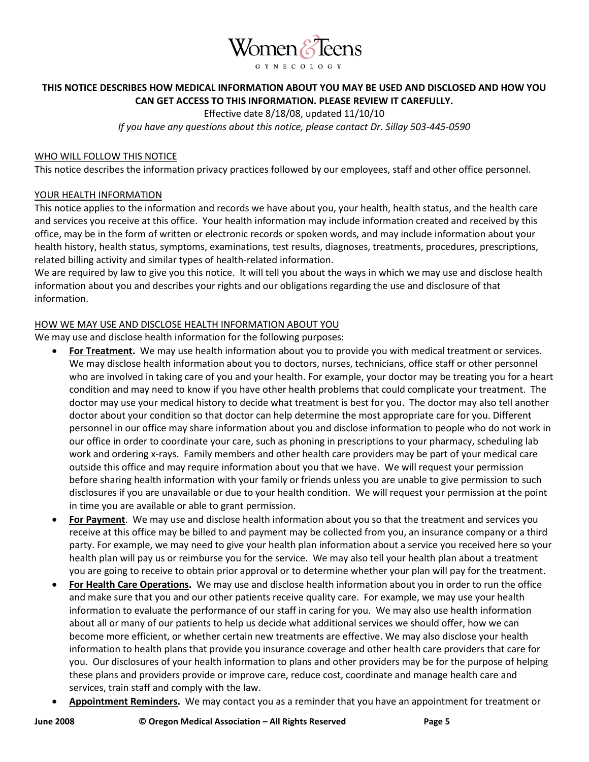Women & Teens GYNECOLOGY

**THIS NOTICE DESCRIBES HOW MEDICAL INFORMATION ABOUT YOU MAY BE USED AND DISCLOSED AND HOW YOU CAN GET ACCESS TO THIS INFORMATION. PLEASE REVIEW IT CAREFULLY.**

Effective date 8/18/08, updated 11/10/10

*If you have any questions about this notice, please contact Dr. Sillay 503-445-0590*

WHO WILL FOLLOW THIS NOTICE

This notice describes the information privacy practices followed by our employees, staff and other office personnel.

YOUR HEALTH INFORMATION

This notice applies to the information and records we have about you, your health, health status, and the health care and services you receive at this office. Your health information may include information created and received by this office, may be in the form of written or electronic records or spoken words, and may include information about your health history, health status, symptoms, examinations, test results, diagnoses, treatments, procedures, prescriptions, related billing activity and similar types of health-related information.

We are required by law to give you this notice. It will tell you about the ways in which we may use and disclose health information about you and describes your rights and our obligations regarding the use and disclosure of that information.

HOW WE MAY USE AND DISCLOSE HEALTH INFORMATION ABOUT YOU

We may use and disclose health information for the following purposes:

- **For Treatment.** We may use health information about you to provide you with medical treatment or services. We may disclose health information about you to doctors, nurses, technicians, office staff or other personnel who are involved in taking care of you and your health. For example, your doctor may be treating you for a heart condition and may need to know if you have other health problems that could complicate your treatment. The doctor may use your medical history to decide what treatment is best for you. The doctor may also tell another doctor about your condition so that doctor can help determine the most appropriate care for you. Different personnel in our office may share information about you and disclose information to people who do not work in our office in order to coordinate your care, such as phoning in prescriptions to your pharmacy, scheduling lab work and ordering x-rays. Family members and other health care providers may be part of your medical care outside this office and may require information about you that we have. We will request your permission before sharing health information with your family or friends unless you are unable to give permission to such disclosures if you are unavailable or due to your health condition. We will request your permission at the point in time you are available or able to grant permission.
- **For Payment**. We may use and disclose health information about you so that the treatment and services you receive at this office may be billed to and payment may be collected from you, an insurance company or a third party. For example, we may need to give your health plan information about a service you received here so your health plan will pay us or reimburse you for the service. We may also tell your health plan about a treatment you are going to receive to obtain prior approval or to determine whether your plan will pay for the treatment.
- **For Health Care Operations.** We may use and disclose health information about you in order to run the office and make sure that you and our other patients receive quality care. For example, we may use your health information to evaluate the performance of our staff in caring for you. We may also use health information about all or many of our patients to help us decide what additional services we should offer, how we can become more efficient, or whether certain new treatments are effective. We may also disclose your health information to health plans that provide you insurance coverage and other health care providers that care for you. Our disclosures of your health information to plans and other providers may be for the purpose of helping these plans and providers provide or improve care, reduce cost, coordinate and manage health care and services, train staff and comply with the law.
- **Appointment Reminders.** We may contact you as a reminder that you have an appointment for treatment or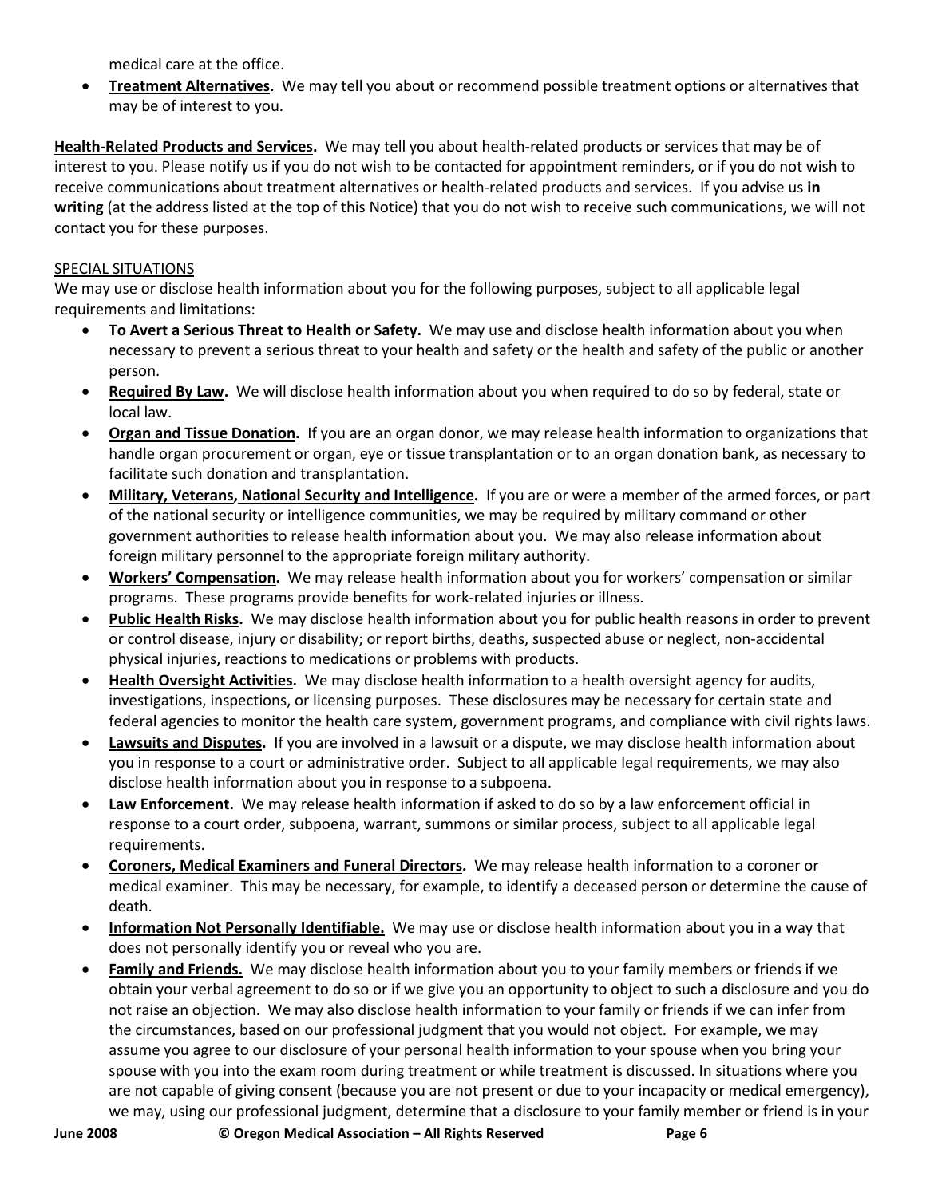medical care at the office.

- **Treatment Alternatives.** We may tell you about or recommend possible treatment options or alternatives that may be of interest to you.

**Health-Related Products and Services.** We may tell you about health-related products or services that may be of interest to you. Please notify us if you do not wish to be contacted for appointment reminders, or if you do not wish to receive communications about treatment alternatives or health-related products and services. If you advise us **in writing** (at the address listed at the top of this Notice) that you do not wish to receive such communications, we will not contact you for these purposes.

SPECIAL SITUATIONS

We may use or disclose health information about you for the following purposes, subject to all applicable legal requirements and limitations:

- **To Avert a Serious Threat to Health or Safety.** We may use and disclose health information about you when necessary to prevent a serious threat to your health and safety or the health and safety of the public or another person.
- **Required By Law.** We will disclose health information about you when required to do so by federal, state or local law.
- **Organ and Tissue Donation.** If you are an organ donor, we may release health information to organizations that handle organ procurement or organ, eye or tissue transplantation or to an organ donation bank, as necessary to facilitate such donation and transplantation.
- **Military, Veterans, National Security and Intelligence.** If you are or were a member of the armed forces, or part of the national security or intelligence communities, we may be required by military command or other government authorities to release health information about you. We may also release information about foreign military personnel to the appropriate foreign military authority.
- **Workers' Compensation.** We may release health information about you for workers' compensation or similar programs. These programs provide benefits for work-related injuries or illness.
- **Public Health Risks.** We may disclose health information about you for public health reasons in order to prevent or control disease, injury or disability; or report births, deaths, suspected abuse or neglect, non-accidental physical injuries, reactions to medications or problems with products.
- **Health Oversight Activities.** We may disclose health information to a health oversight agency for audits, investigations, inspections, or licensing purposes. These disclosures may be necessary for certain state and federal agencies to monitor the health care system, government programs, and compliance with civil rights laws.
- **Lawsuits and Disputes.** If you are involved in a lawsuit or a dispute, we may disclose health information about you in response to a court or administrative order. Subject to all applicable legal requirements, we may also disclose health information about you in response to a subpoena.
- **Law Enforcement.** We may release health information if asked to do so by a law enforcement official in response to a court order, subpoena, warrant, summons or similar process, subject to all applicable legal requirements.
- **Coroners, Medical Examiners and Funeral Directors.** We may release health information to a coroner or medical examiner. This may be necessary, for example, to identify a deceased person or determine the cause of death.
- **Information Not Personally Identifiable.** We may use or disclose health information about you in a way that does not personally identify you or reveal who you are.
- **Family and Friends.** We may disclose health information about you to your family members or friends if we obtain your verbal agreement to do so or if we give you an opportunity to object to such a disclosure and you do not raise an objection. We may also disclose health information to your family or friends if we can infer from the circumstances, based on our professional judgment that you would not object. For example, we may assume you agree to our disclosure of your personal health information to your spouse when you bring your spouse with you into the exam room during treatment or while treatment is discussed. In situations where you are not capable of giving consent (because you are not present or due to your incapacity or medical emergency), we may, using our professional judgment, determine that a disclosure to your family member or friend is in your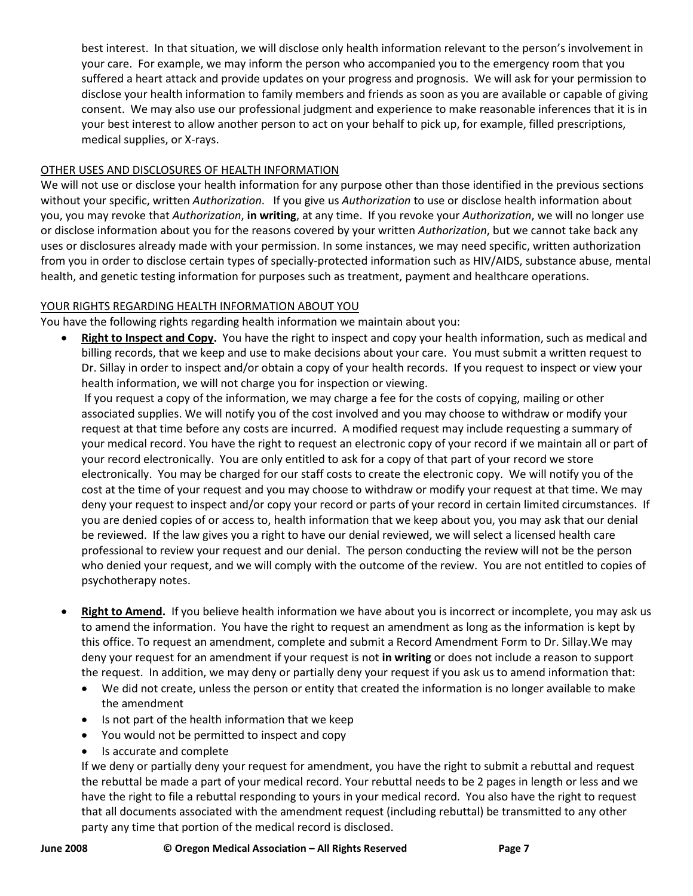best interest. In that situation, we will disclose only health information relevant to the person's involvement in your care. For example, we may inform the person who accompanied you to the emergency room that you suffered a heart attack and provide updates on your progress and prognosis. We will ask for your permission to disclose your health information to family members and friends as soon as you are available or capable of giving consent. We may also use our professional judgment and experience to make reasonable inferences that it is in your best interest to allow another person to act on your behalf to pick up, for example, filled prescriptions, medical supplies, or X-rays.

<u>OTHER USES AND DISCLOSURES OF HEALTH INFORMATION</u>

We will not use or disclose your health information for any purpose other than those identified in the previous sections without your specific, written *Authorization*. If you give us *Authorization* to use or disclose health information about you, you may revoke that *Authorization*, **in writing**, at any time. If you revoke your *Authorization*, we will no longer use or disclose information about you for the reasons covered by your written *Authorization*, but we cannot take back any uses or disclosures already made with your permission. In some instances, we may need specific, written authorization from you in order to disclose certain types of specially-protected information such as HIV/AIDS, substance abuse, mental health, and genetic testing information for purposes such as treatment, payment and healthcare operations.

<u>YOUR RIGHTS REGARDING HEALTH INFORMATION ABOUT YOU</u>

You have the following rights regarding health information we maintain about you:

- **<u>Right to Inspect and Copy</u>.** You have the right to inspect and copy your health information, such as medical and billing records, that we keep and use to make decisions about your care. You must submit a written request to Dr. Sillay in order to inspect and/or obtain a copy of your health records. If you request to inspect or view your health information, we will not charge you for inspection or viewing.

  If you request a copy of the information, we may charge a fee for the costs of copying, mailing or other associated supplies. We will notify you of the cost involved and you may choose to withdraw or modify your request at that time before any costs are incurred. A modified request may include requesting a summary of your medical record. You have the right to request an electronic copy of your record if we maintain all or part of your record electronically. You are only entitled to ask for a copy of that part of your record we store electronically. You may be charged for our staff costs to create the electronic copy. We will notify you of the cost at the time of your request and you may choose to withdraw or modify your request at that time. We may deny your request to inspect and/or copy your record or parts of your record in certain limited circumstances. If you are denied copies of or access to, health information that we keep about you, you may ask that our denial be reviewed. If the law gives you a right to have our denial reviewed, we will select a licensed health care professional to review your request and our denial. The person conducting the review will not be the person who denied your request, and we will comply with the outcome of the review. You are not entitled to copies of psychotherapy notes.

- **<u>Right to Amend</u>.** If you believe health information we have about you is incorrect or incomplete, you may ask us to amend the information. You have the right to request an amendment as long as the information is kept by this office. To request an amendment, complete and submit a Record Amendment Form to Dr. Sillay.We may deny your request for an amendment if your request is not **in writing** or does not include a reason to support the request. In addition, we may deny or partially deny your request if you ask us to amend information that:
  - We did not create, unless the person or entity that created the information is no longer available to make the amendment
  - Is not part of the health information that we keep
  - You would not be permitted to inspect and copy
  - Is accurate and complete

  If we deny or partially deny your request for amendment, you have the right to submit a rebuttal and request the rebuttal be made a part of your medical record. Your rebuttal needs to be 2 pages in length or less and we have the right to file a rebuttal responding to yours in your medical record. You also have the right to request that all documents associated with the amendment request (including rebuttal) be transmitted to any other party any time that portion of the medical record is disclosed.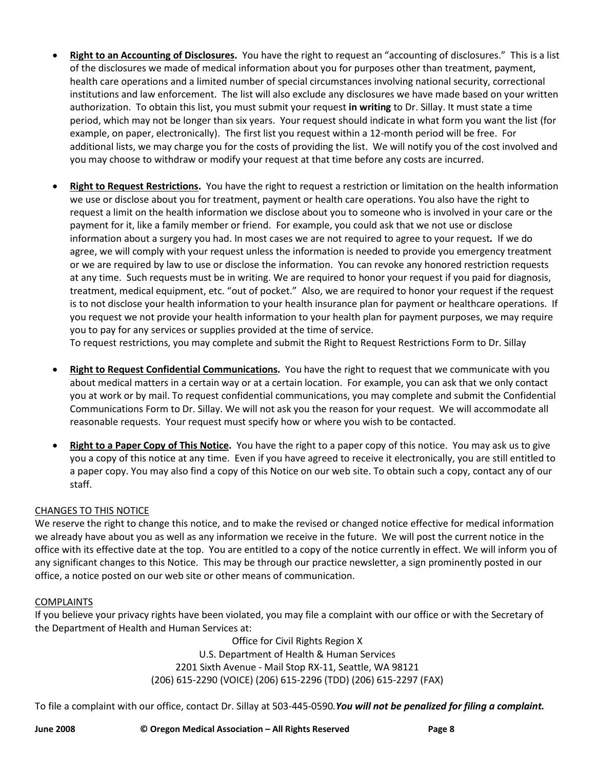- **Right to an Accounting of Disclosures.** You have the right to request an "accounting of disclosures." This is a list of the disclosures we made of medical information about you for purposes other than treatment, payment, health care operations and a limited number of special circumstances involving national security, correctional institutions and law enforcement. The list will also exclude any disclosures we have made based on your written authorization. To obtain this list, you must submit your request **in writing** to Dr. Sillay. It must state a time period, which may not be longer than six years. Your request should indicate in what form you want the list (for example, on paper, electronically). The first list you request within a 12-month period will be free. For additional lists, we may charge you for the costs of providing the list. We will notify you of the cost involved and you may choose to withdraw or modify your request at that time before any costs are incurred.

- **Right to Request Restrictions.** You have the right to request a restriction or limitation on the health information we use or disclose about you for treatment, payment or health care operations. You also have the right to request a limit on the health information we disclose about you to someone who is involved in your care or the payment for it, like a family member or friend. For example, you could ask that we not use or disclose information about a surgery you had. In most cases we are not required to agree to your request*.* If we do agree, we will comply with your request unless the information is needed to provide you emergency treatment or we are required by law to use or disclose the information. You can revoke any honored restriction requests at any time. Such requests must be in writing. We are required to honor your request if you paid for diagnosis, treatment, medical equipment, etc. "out of pocket." Also, we are required to honor your request if the request is to not disclose your health information to your health insurance plan for payment or healthcare operations. If you request we not provide your health information to your health plan for payment purposes, we may require you to pay for any services or supplies provided at the time of service.
  To request restrictions, you may complete and submit the Right to Request Restrictions Form to Dr. Sillay

- **Right to Request Confidential Communications.** You have the right to request that we communicate with you about medical matters in a certain way or at a certain location. For example, you can ask that we only contact you at work or by mail. To request confidential communications, you may complete and submit the Confidential Communications Form to Dr. Sillay. We will not ask you the reason for your request. We will accommodate all reasonable requests. Your request must specify how or where you wish to be contacted.

- **Right to a Paper Copy of This Notice.** You have the right to a paper copy of this notice. You may ask us to give you a copy of this notice at any time. Even if you have agreed to receive it electronically, you are still entitled to a paper copy. You may also find a copy of this Notice on our web site. To obtain such a copy, contact any of our staff.

## CHANGES TO THIS NOTICE

We reserve the right to change this notice, and to make the revised or changed notice effective for medical information we already have about you as well as any information we receive in the future. We will post the current notice in the office with its effective date at the top. You are entitled to a copy of the notice currently in effect. We will inform you of any significant changes to this Notice. This may be through our practice newsletter, a sign prominently posted in our office, a notice posted on our web site or other means of communication.

## COMPLAINTS

If you believe your privacy rights have been violated, you may file a complaint with our office or with the Secretary of the Department of Health and Human Services at:

Office for Civil Rights Region X
U.S. Department of Health & Human Services
2201 Sixth Avenue - Mail Stop RX-11, Seattle, WA 98121
(206) 615-2290 (VOICE) (206) 615-2296 (TDD) (206) 615-2297 (FAX)

To file a complaint with our office, contact Dr. Sillay at 503-445-0590.***You will not be penalized for filing a complaint.***

**June 2008** **© Oregon Medical Association – All Rights Reserved**